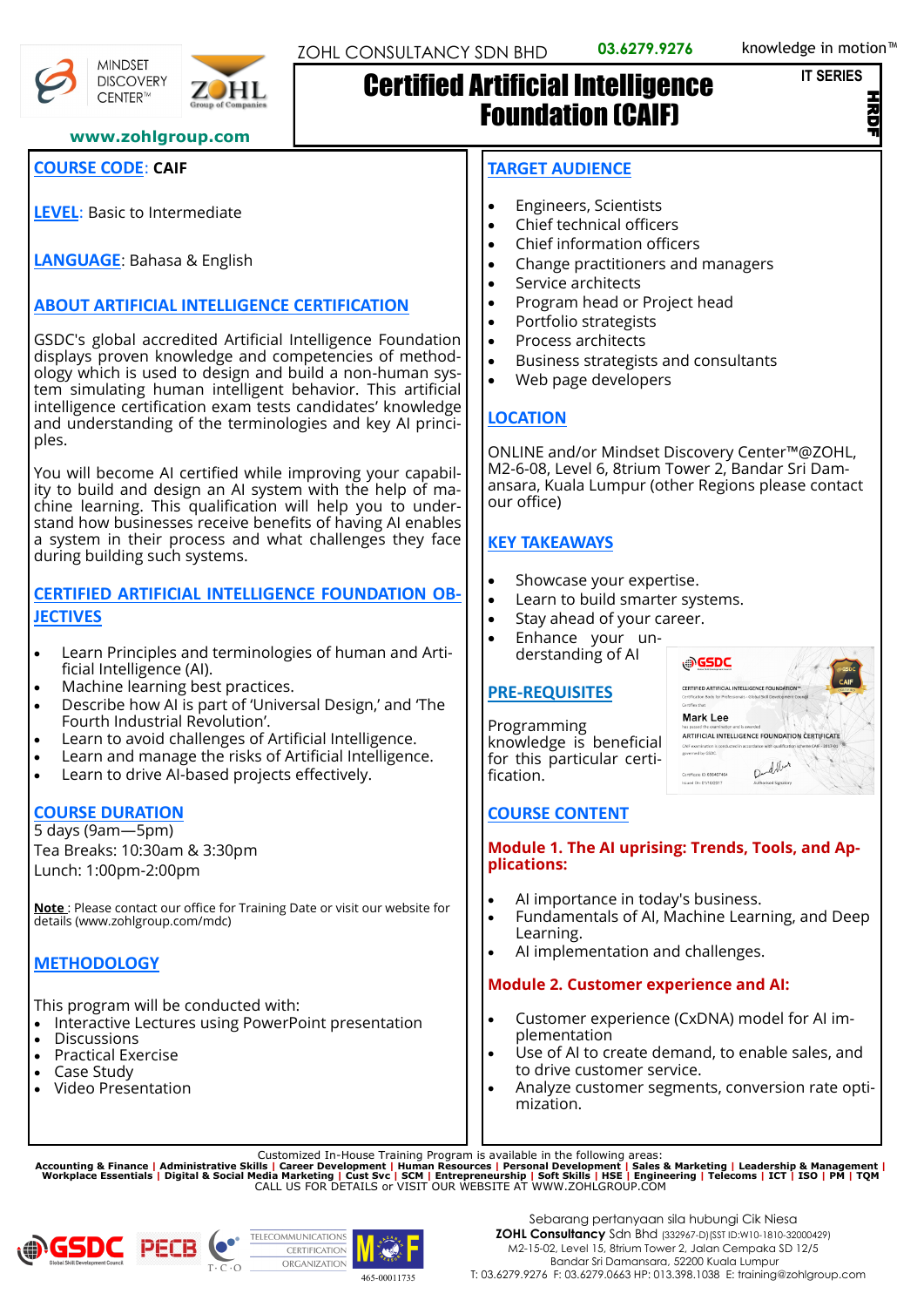ZOHL CONSULTANCY SDN BHD 03.6279.9276 knowledge in motion™

MINDSET DISCOVERY CENTER™

www.zohlgroup.com

# Certified Artificial Intelligence Foundation (CAIF)

IT SERIES

HRDF

**COURSE CODE**: **CAIF**

**LEVEL**: Basic to Intermediate

**LANGUAGE**: Bahasa & English

## ABOUT ARTIFICIAL INTELLIGENCE CERTIFICATION

GSDC's global accredited Artificial Intelligence Foundation displays proven knowledge and competencies of methodology which is used to design and build a non-human system simulating human intelligent behavior. This artificial intelligence certification exam tests candidates' knowledge and understanding of the terminologies and key AI principles.

You will become AI certified while improving your capability to build and design an AI system with the help of machine learning. This qualification will help you to understand how businesses receive benefits of having AI enables a system in their process and what challenges they face during building such systems.

## CERTIFIED ARTIFICIAL INTELLIGENCE FOUNDATION OBJECTIVES

- Learn Principles and terminologies of human and Artificial Intelligence (AI).
- Machine learning best practices.
- Describe how AI is part of 'Universal Design,' and 'The Fourth Industrial Revolution'.
- Learn to avoid challenges of Artificial Intelligence.
- Learn and manage the risks of Artificial Intelligence.
- Learn to drive AI-based projects effectively.

## COURSE DURATION

5 days (9am—5pm)
Tea Breaks: 10:30am & 3:30pm
Lunch: 1:00pm-2:00pm

**Note** : Please contact our office for Training Date or visit our website for details (www.zohlgroup.com/mdc)

## METHODOLOGY

This program will be conducted with:

- Interactive Lectures using PowerPoint presentation
- Discussions
- Practical Exercise
- Case Study
- Video Presentation

## TARGET AUDIENCE

- Engineers, Scientists
- Chief technical officers
- Chief information officers
- Change practitioners and managers
- Service architects
- Program head or Project head
- Portfolio strategists
- Process architects
- Business strategists and consultants
- Web page developers

## LOCATION

ONLINE and/or Mindset Discovery Center™@ZOHL, M2-6-08, Level 6, 8trium Tower 2, Bandar Sri Damansara, Kuala Lumpur (other Regions please contact our office)

## KEY TAKEAWAYS

- Showcase your expertise.
- Learn to build smarter systems.
- Stay ahead of your career.
- Enhance your understanding of AI

## PRE-REQUISITES

Programming knowledge is beneficial for this particular certification.

## COURSE CONTENT

### Module 1. The AI uprising: Trends, Tools, and Applications:

- AI importance in today's business.
- Fundamentals of AI, Machine Learning, and Deep Learning.
- AI implementation and challenges.

### Module 2. Customer experience and AI:

- Customer experience (CxDNA) model for AI implementation
- Use of AI to create demand, to enable sales, and to drive customer service.
- Analyze customer segments, conversion rate optimization.

Customized In-House Training Program is available in the following areas:
**Accounting & Finance | Administrative Skills | Career Development | Human Resources | Personal Development | Sales & Marketing | Leadership & Management | Workplace Essentials | Digital & Social Media Marketing | Cust Svc | SCM | Entrepreneurship | Soft Skills | HSE | Engineering | Telecoms | ICT | ISO | PM | TQM**
CALL US FOR DETAILS or VISIT OUR WEBSITE AT WWW.ZOHLGROUP.COM

Sebarang pertanyaan sila hubungi Cik Niesa
**ZOHL Consultancy** Sdn Bhd (332967-D)(SST ID:W10-1810-32000429)
M2-15-02, Level 15, 8trium Tower 2, Jalan Cempaka SD 12/5
Bandar Sri Damansara, 52200 Kuala Lumpur
T: 03.6279.9276 F: 03.6279.0663 HP: 013.398.1038 E: training@zohlgroup.com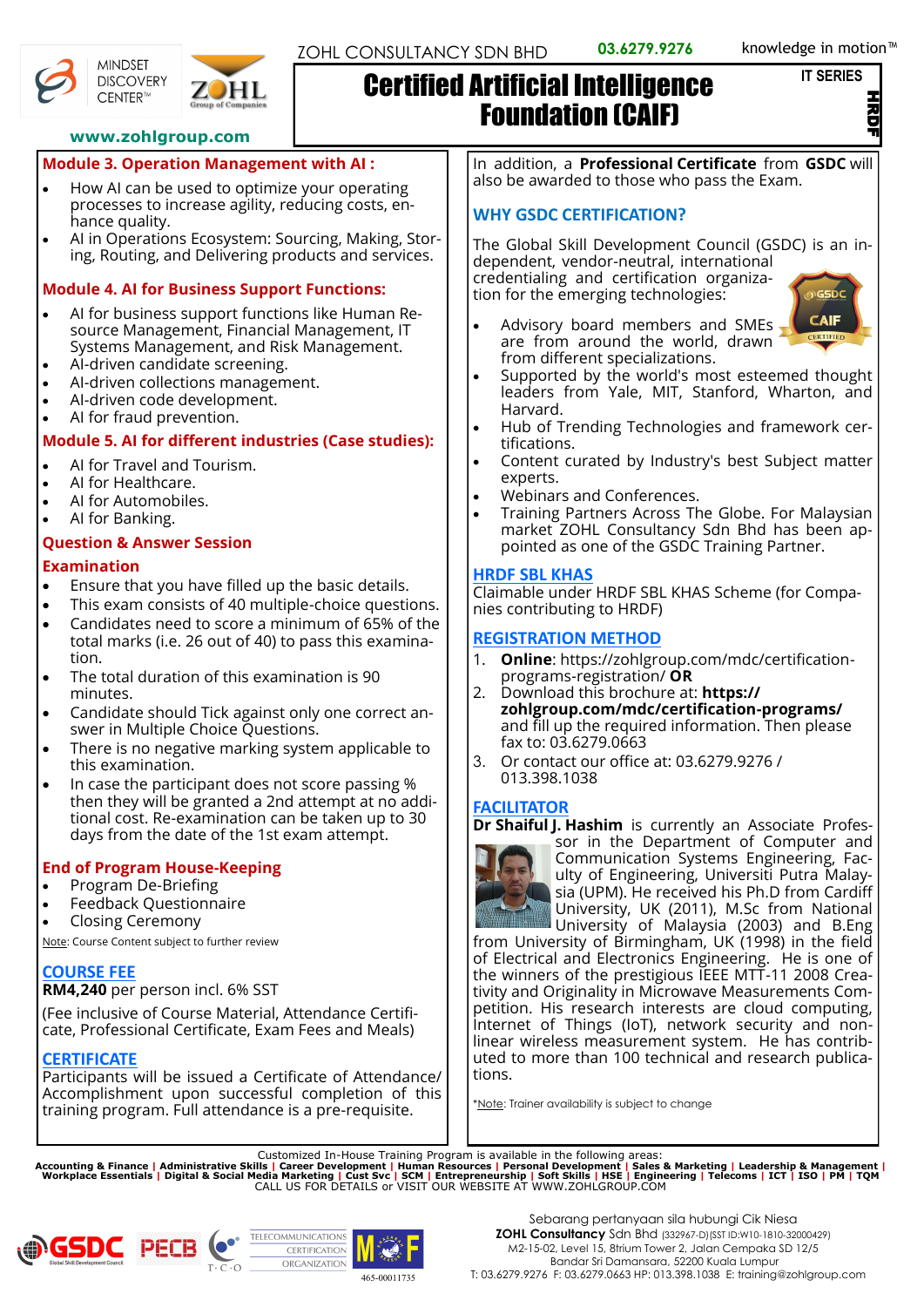ZOHL CONSULTANCY SDN BHD 03.6279.9276 knowledge in motion™

MINDSET DISCOVERY CENTER™

www.zohlgroup.com

IT SERIES

HRDF

# Certified Artificial Intelligence Foundation (CAIF)

## Module 3. Operation Management with AI :

- How AI can be used to optimize your operating processes to increase agility, reducing costs, enhance quality.
- AI in Operations Ecosystem: Sourcing, Making, Storing, Routing, and Delivering products and services.

## Module 4. AI for Business Support Functions:

- AI for business support functions like Human Resource Management, Financial Management, IT Systems Management, and Risk Management.
- AI-driven candidate screening.
- AI-driven collections management.
- AI-driven code development.
- AI for fraud prevention.

## Module 5. AI for different industries (Case studies):

- AI for Travel and Tourism.
- AI for Healthcare.
- AI for Automobiles.
- AI for Banking.

## Question & Answer Session

## Examination

- Ensure that you have filled up the basic details.
- This exam consists of 40 multiple-choice questions.
- Candidates need to score a minimum of 65% of the total marks (i.e. 26 out of 40) to pass this examination.
- The total duration of this examination is 90 minutes.
- Candidate should Tick against only one correct answer in Multiple Choice Questions.
- There is no negative marking system applicable to this examination.
- In case the participant does not score passing % then they will be granted a 2nd attempt at no additional cost. Re-examination can be taken up to 30 days from the date of the 1st exam attempt.

## End of Program House-Keeping

- Program De-Briefing
- Feedback Questionnaire
- Closing Ceremony

Note: Course Content subject to further review

## COURSE FEE

**RM4,240** per person incl. 6% SST

(Fee inclusive of Course Material, Attendance Certificate, Professional Certificate, Exam Fees and Meals)

## CERTIFICATE

Participants will be issued a Certificate of Attendance/ Accomplishment upon successful completion of this training program. Full attendance is a pre-requisite.

In addition, a **Professional Certificate** from **GSDC** will also be awarded to those who pass the Exam.

## WHY GSDC CERTIFICATION?

The Global Skill Development Council (GSDC) is an independent, vendor-neutral, international credentialing and certification organization for the emerging technologies:

- Advisory board members and SMEs are from around the world, drawn from different specializations.
- Supported by the world's most esteemed thought leaders from Yale, MIT, Stanford, Wharton, and Harvard.
- Hub of Trending Technologies and framework certifications.
- Content curated by Industry's best Subject matter experts.
- Webinars and Conferences.
- Training Partners Across The Globe. For Malaysian market ZOHL Consultancy Sdn Bhd has been appointed as one of the GSDC Training Partner.

## HRDF SBL KHAS

Claimable under HRDF SBL KHAS Scheme (for Companies contributing to HRDF)

## REGISTRATION METHOD

1. **Online**: https://zohlgroup.com/mdc/certification-programs-registration/ **OR**
2. Download this brochure at: **https://zohlgroup.com/mdc/certification-programs/** and fill up the required information. Then please fax to: 03.6279.0663
3. Or contact our office at: 03.6279.9276 / 013.398.1038

## FACILITATOR

**Dr Shaiful J. Hashim** is currently an Associate Professor in the Department of Computer and Communication Systems Engineering, Faculty of Engineering, Universiti Putra Malaysia (UPM). He received his Ph.D from Cardiff University, UK (2011), M.Sc from National University of Malaysia (2003) and B.Eng from University of Birmingham, UK (1998) in the field of Electrical and Electronics Engineering. He is one of the winners of the prestigious IEEE MTT-11 2008 Creativity and Originality in Microwave Measurements Competition. His research interests are cloud computing, Internet of Things (IoT), network security and non-linear wireless measurement system. He has contributed to more than 100 technical and research publications.

*Note: Trainer availability is subject to change

Customized In-House Training Program is available in the following areas:
**Accounting & Finance | Administrative Skills | Career Development | Human Resources | Personal Development | Sales & Marketing | Leadership & Management | Workplace Essentials | Digital & Social Media Marketing | Cust Svc | SCM | Entrepreneurship | Soft Skills | HSE | Engineering | Telecoms | ICT | ISO | PM | TQM**
CALL US FOR DETAILS or VISIT OUR WEBSITE AT WWW.ZOHLGROUP.COM

465-00011735

Sebarang pertanyaan sila hubungi Cik Niesa
**ZOHL Consultancy** Sdn Bhd (332967-D)(SST ID:W10-1810-32000429)
M2-15-02, Level 15, 8trium Tower 2, Jalan Cempaka SD 12/5
Bandar Sri Damansara, 52200 Kuala Lumpur
T: 03.6279.9276 F: 03.6279.0663 HP: 013.398.1038 E: training@zohlgroup.com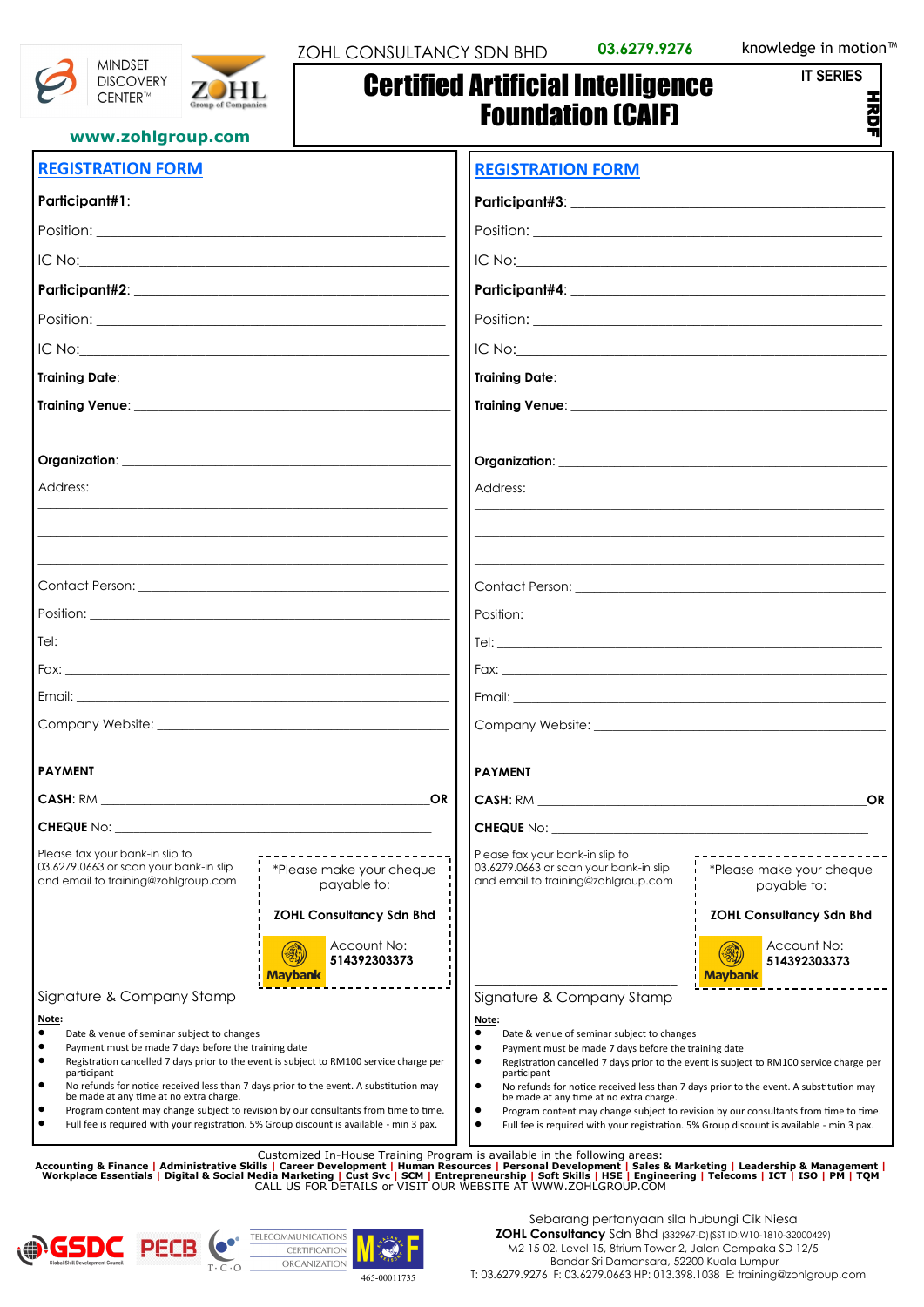MINDSET DISCOVERY CENTER™

ZOHL Group of Companies

www.zohlgroup.com

ZOHL CONSULTANCY SDN BHD 03.6279.9276 knowledge in motion™

# Certified Artificial Intelligence Foundation (CAIF)

IT SERIES

HRDF

## REGISTRATION FORM

**Participant#1**: ______________________________

Position: ______________________________

IC No: ______________________________

**Participant#2**: ______________________________

Position: ______________________________

IC No: ______________________________

**Training Date**: ______________________________

**Training Venue**: ______________________________

**Organization**: ______________________________

Address: ______________________________

______________________________

______________________________

______________________________

Contact Person: ______________________________

Position: ______________________________

Tel: ______________________________

Fax: ______________________________

Email: ______________________________

Company Website: ______________________________

**PAYMENT**

**CASH**: RM ______________________________ **OR**

**CHEQUE** No: ______________________________

Please fax your bank-in slip to 03.6279.0663 or scan your bank-in slip and email to training@zohlgroup.com

*Please make your cheque payable to:

**ZOHL Consultancy Sdn Bhd**

Maybank

Account No: **514392303373**

______________________________

Signature & Company Stamp

**Note:**

- Date & venue of seminar subject to changes
- Payment must be made 7 days before the training date
- Registration cancelled 7 days prior to the event is subject to RM100 service charge per participant
- No refunds for notice received less than 7 days prior to the event. A substitution may be made at any time at no extra charge.
- Program content may change subject to revision by our consultants from time to time.
- Full fee is required with your registration. 5% Group discount is available - min 3 pax.

## REGISTRATION FORM

**Participant#3**: ______________________________

Position: ______________________________

IC No: ______________________________

**Participant#4**: ______________________________

Position: ______________________________

IC No: ______________________________

**Training Date**: ______________________________

**Training Venue**: ______________________________

**Organization**: ______________________________

Address: ______________________________

______________________________

______________________________

______________________________

Contact Person: ______________________________

Position: ______________________________

Tel: ______________________________

Fax: ______________________________

Email: ______________________________

Company Website: ______________________________

**PAYMENT**

**CASH**: RM ______________________________ **OR**

**CHEQUE** No: ______________________________

Please fax your bank-in slip to 03.6279.0663 or scan your bank-in slip and email to training@zohlgroup.com

*Please make your cheque payable to:

**ZOHL Consultancy Sdn Bhd**

Maybank

Account No: **514392303373**

______________________________

Signature & Company Stamp

**Note:**

- Date & venue of seminar subject to changes
- Payment must be made 7 days before the training date
- Registration cancelled 7 days prior to the event is subject to RM100 service charge per participant
- No refunds for notice received less than 7 days prior to the event. A substitution may be made at any time at no extra charge.
- Program content may change subject to revision by our consultants from time to time.
- Full fee is required with your registration. 5% Group discount is available - min 3 pax.

Customized In-House Training Program is available in the following areas:
**Accounting & Finance** | **Administrative Skills** | **Career Development** | **Human Resources** | **Personal Development** | **Sales & Marketing** | **Leadership & Management** | **Workplace Essentials** | **Digital & Social Media Marketing** | **Cust Svc** | **SCM** | **Entrepreneurship** | **Soft Skills** | **HSE** | **Engineering** | **Telecoms** | **ICT** | **ISO** | **PM** | **TQM**
CALL US FOR DETAILS or VISIT OUR WEBSITE AT WWW.ZOHLGROUP.COM

GSDC Global Skill Development Council | PECB | T·C·O TELECOMMUNICATIONS CERTIFICATION ORGANIZATION | MOF 465-00011735

Sebarang pertanyaan sila hubungi Cik Niesa
**ZOHL Consultancy** Sdn Bhd (332967-D)(SST ID:W10-1810-32000429)
M2-15-02, Level 15, 8trium Tower 2, Jalan Cempaka SD 12/5
Bandar Sri Damansara, 52200 Kuala Lumpur
T: 03.6279.9276 F: 03.6279.0663 HP: 013.398.1038 E: training@zohlgroup.com